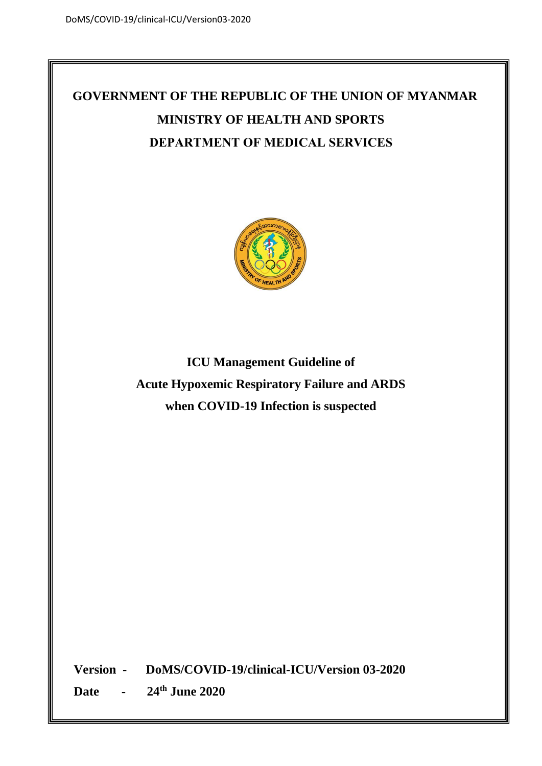# GOVERNMENT OF THE REPUBLIC OF THE UNION OF MYANMAR

# MINISTRY OF HEALTH AND SPORTS

# DEPARTMENT OF MEDICAL SERVICES

## ICU Management Guideline of Acute Hypoxemic Respiratory Failure and ARDS when COVID-19 Infection is suspected

**Version** - **DoMS/COVID-19/clinical-ICU/Version 03-2020**

**Date** - **24th June 2020**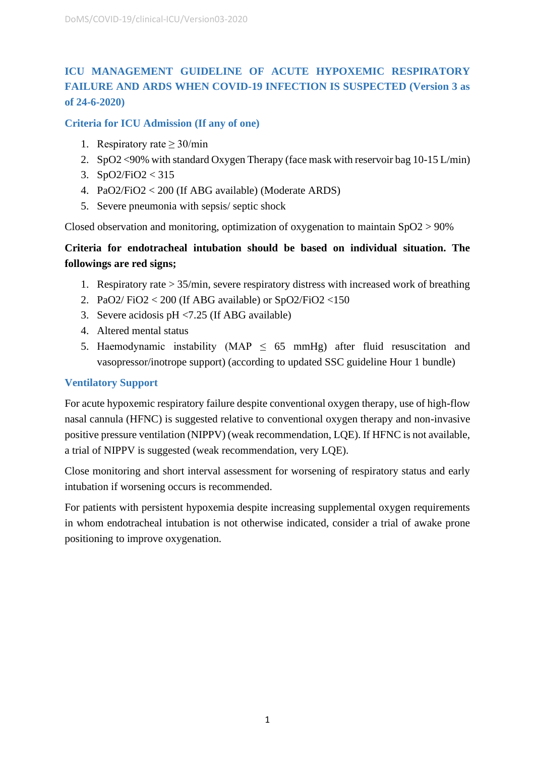## ICU MANAGEMENT GUIDELINE OF ACUTE HYPOXEMIC RESPIRATORY FAILURE AND ARDS WHEN COVID-19 INFECTION IS SUSPECTED (Version 3 as of 24-6-2020)

### Criteria for ICU Admission (If any of one)

1. Respiratory rate ≥ 30/min
2. $SpO_2$ <90% with standard Oxygen Therapy (face mask with reservoir bag 10-15 L/min)
3. $SpO_2/FiO_2$ < 315
4. $PaO_2/FiO_2$ < 200 (If ABG available) (Moderate ARDS)
5. Severe pneumonia with sepsis/ septic shock

Closed observation and monitoring, optimization of oxygenation to maintain $SpO_2$ > 90%

**Criteria for endotracheal intubation should be based on individual situation. The followings are red signs;**

1. Respiratory rate > 35/min, severe respiratory distress with increased work of breathing
2. $PaO_2/FiO_2$ < 200 (If ABG available) or $SpO_2/FiO_2$ <150
3. Severe acidosis pH <7.25 (If ABG available)
4. Altered mental status
5. Haemodynamic instability (MAP ≤ 65 mmHg) after fluid resuscitation and vasopressor/inotrope support) (according to updated SSC guideline Hour 1 bundle)

### Ventilatory Support

For acute hypoxemic respiratory failure despite conventional oxygen therapy, use of high-flow nasal cannula (HFNC) is suggested relative to conventional oxygen therapy and non-invasive positive pressure ventilation (NIPPV) (weak recommendation, LQE). If HFNC is not available, a trial of NIPPV is suggested (weak recommendation, very LQE).

Close monitoring and short interval assessment for worsening of respiratory status and early intubation if worsening occurs is recommended.

For patients with persistent hypoxemia despite increasing supplemental oxygen requirements in whom endotracheal intubation is not otherwise indicated, consider a trial of awake prone positioning to improve oxygenation.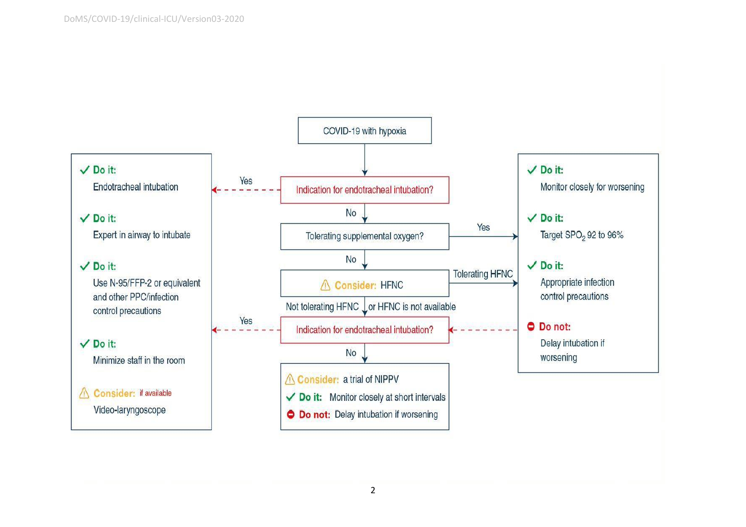COVID-19 with hypoxia

↓

**Indication for endotracheal intubation?**

- **Yes** → see "Endotracheal intubation" box below
- **No** ↓

**Tolerating supplemental oxygen?**

- **Yes** → see "Monitoring" box below
- **No** ↓

⚠ **Consider:** HFNC

- **Tolerating HFNC** → see "Monitoring" box below
- **Not tolerating HFNC or HFNC is not available** ↓

**Indication for endotracheal intubation?** (also reached from the Monitoring box if worsening)

- **Yes** → see "Endotracheal intubation" box below
- **No** ↓

⚠ **Consider:** a trial of NIPPV

✓ **Do it:** Monitor closely at short intervals

⛔ **Do not:** Delay intubation if worsening

---

**Endotracheal intubation box:**

✓ **Do it:** Endotracheal intubation

✓ **Do it:** Expert in airway to intubate

✓ **Do it:** Use N-95/FFP-2 or equivalent and other PPC/infection control precautions

✓ **Do it:** Minimize staff in the room

⚠ **Consider:** if available Video-laryngoscope

---

**Monitoring box:**

✓ **Do it:** Monitor closely for worsening

✓ **Do it:** Target $SPO_2$ 92 to 96%

✓ **Do it:** Appropriate infection control precautions

⛔ **Do not:** Delay intubation if worsening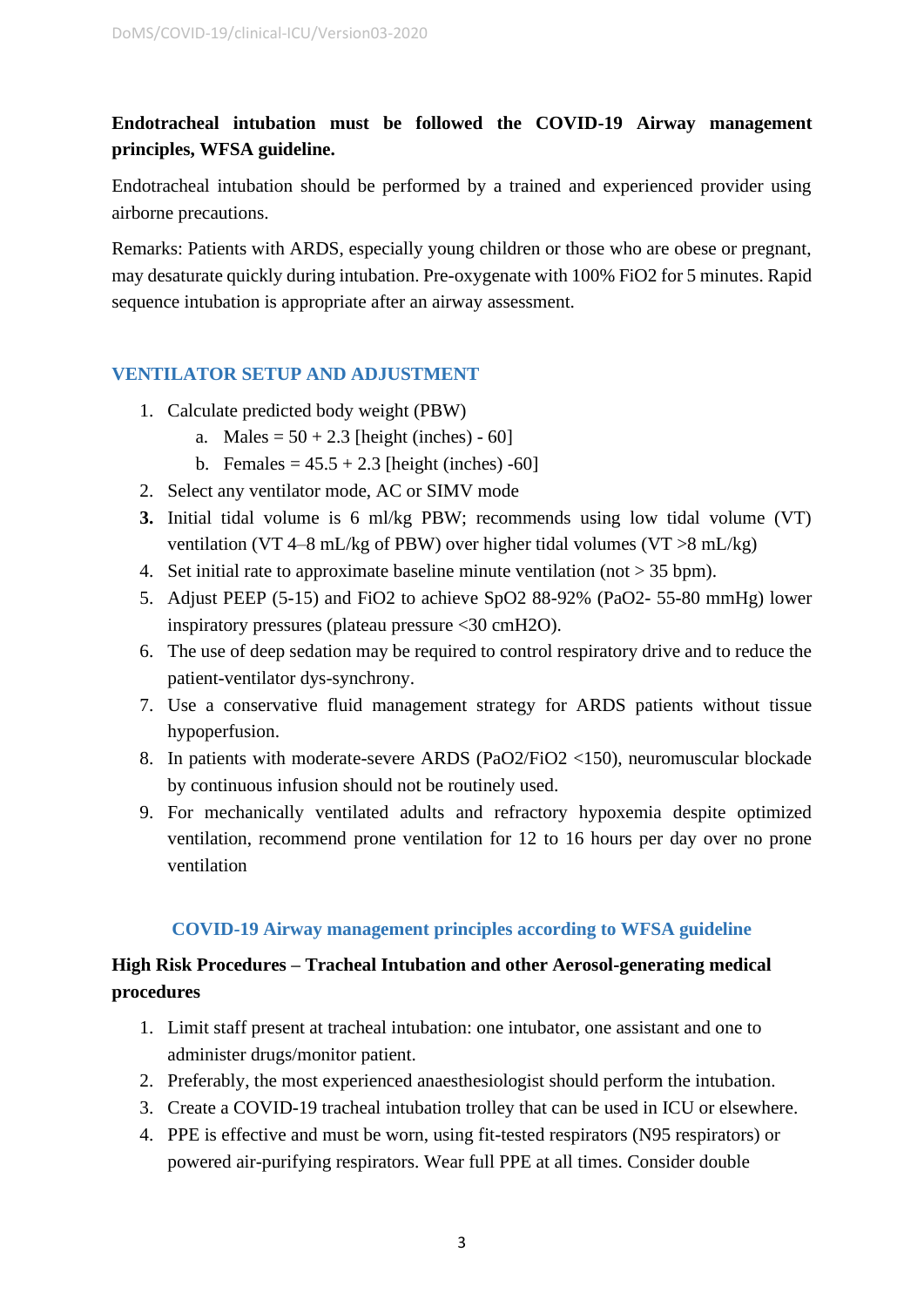**Endotracheal intubation must be followed the COVID-19 Airway management principles, WFSA guideline.**

Endotracheal intubation should be performed by a trained and experienced provider using airborne precautions.

Remarks: Patients with ARDS, especially young children or those who are obese or pregnant, may desaturate quickly during intubation. Pre-oxygenate with 100% $FiO_2$ for 5 minutes. Rapid sequence intubation is appropriate after an airway assessment.

## VENTILATOR SETUP AND ADJUSTMENT

1. Calculate predicted body weight (PBW)
   a. Males = 50 + 2.3 [height (inches) - 60]
   b. Females = 45.5 + 2.3 [height (inches) -60]
2. Select any ventilator mode, AC or SIMV mode
3. Initial tidal volume is 6 ml/kg PBW; recommends using low tidal volume (VT) ventilation (VT 4–8 mL/kg of PBW) over higher tidal volumes (VT >8 mL/kg)
4. Set initial rate to approximate baseline minute ventilation (not > 35 bpm).
5. Adjust PEEP (5-15) and $FiO_2$ to achieve $SpO_2$ 88-92% ($PaO_2$- 55-80 mmHg) lower inspiratory pressures (plateau pressure <30 $cmH_2O$).
6. The use of deep sedation may be required to control respiratory drive and to reduce the patient-ventilator dys-synchrony.
7. Use a conservative fluid management strategy for ARDS patients without tissue hypoperfusion.
8. In patients with moderate-severe ARDS ($PaO_2/FiO_2$ <150), neuromuscular blockade by continuous infusion should not be routinely used.
9. For mechanically ventilated adults and refractory hypoxemia despite optimized ventilation, recommend prone ventilation for 12 to 16 hours per day over no prone ventilation

## COVID-19 Airway management principles according to WFSA guideline

**High Risk Procedures – Tracheal Intubation and other Aerosol-generating medical procedures**

1. Limit staff present at tracheal intubation: one intubator, one assistant and one to administer drugs/monitor patient.
2. Preferably, the most experienced anaesthesiologist should perform the intubation.
3. Create a COVID-19 tracheal intubation trolley that can be used in ICU or elsewhere.
4. PPE is effective and must be worn, using fit-tested respirators (N95 respirators) or powered air-purifying respirators. Wear full PPE at all times. Consider double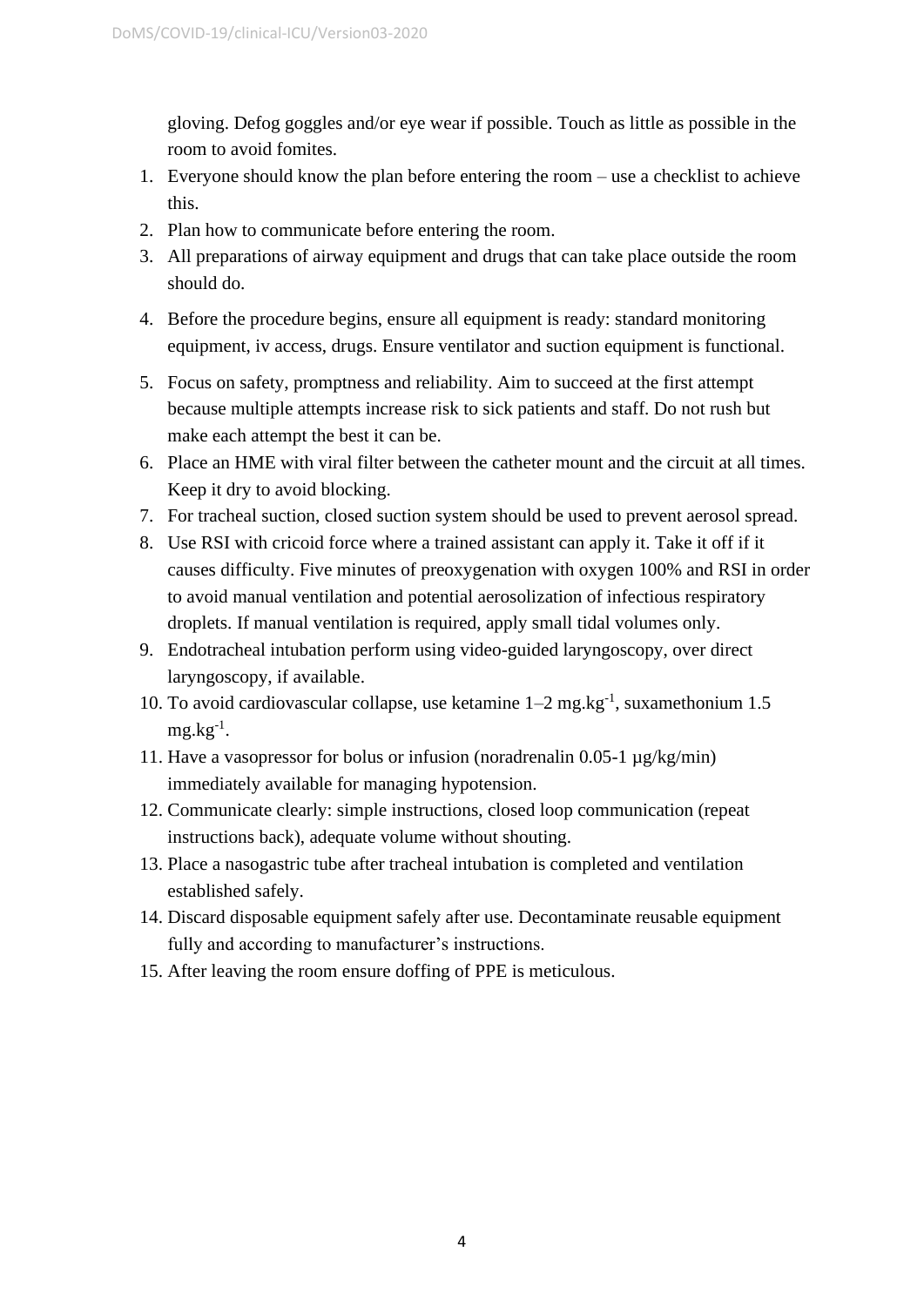gloving. Defog goggles and/or eye wear if possible. Touch as little as possible in the room to avoid fomites.

1. Everyone should know the plan before entering the room – use a checklist to achieve this.
2. Plan how to communicate before entering the room.
3. All preparations of airway equipment and drugs that can take place outside the room should do.
4. Before the procedure begins, ensure all equipment is ready: standard monitoring equipment, iv access, drugs. Ensure ventilator and suction equipment is functional.
5. Focus on safety, promptness and reliability. Aim to succeed at the first attempt because multiple attempts increase risk to sick patients and staff. Do not rush but make each attempt the best it can be.
6. Place an HME with viral filter between the catheter mount and the circuit at all times. Keep it dry to avoid blocking.
7. For tracheal suction, closed suction system should be used to prevent aerosol spread.
8. Use RSI with cricoid force where a trained assistant can apply it. Take it off if it causes difficulty. Five minutes of preoxygenation with oxygen 100% and RSI in order to avoid manual ventilation and potential aerosolization of infectious respiratory droplets. If manual ventilation is required, apply small tidal volumes only.
9. Endotracheal intubation perform using video-guided laryngoscopy, over direct laryngoscopy, if available.
10. To avoid cardiovascular collapse, use ketamine 1–2 $mg.kg^{-1}$, suxamethonium 1.5 $mg.kg^{-1}$.
11. Have a vasopressor for bolus or infusion (noradrenalin 0.05-1 µg/kg/min) immediately available for managing hypotension.
12. Communicate clearly: simple instructions, closed loop communication (repeat instructions back), adequate volume without shouting.
13. Place a nasogastric tube after tracheal intubation is completed and ventilation established safely.
14. Discard disposable equipment safely after use. Decontaminate reusable equipment fully and according to manufacturer's instructions.
15. After leaving the room ensure doffing of PPE is meticulous.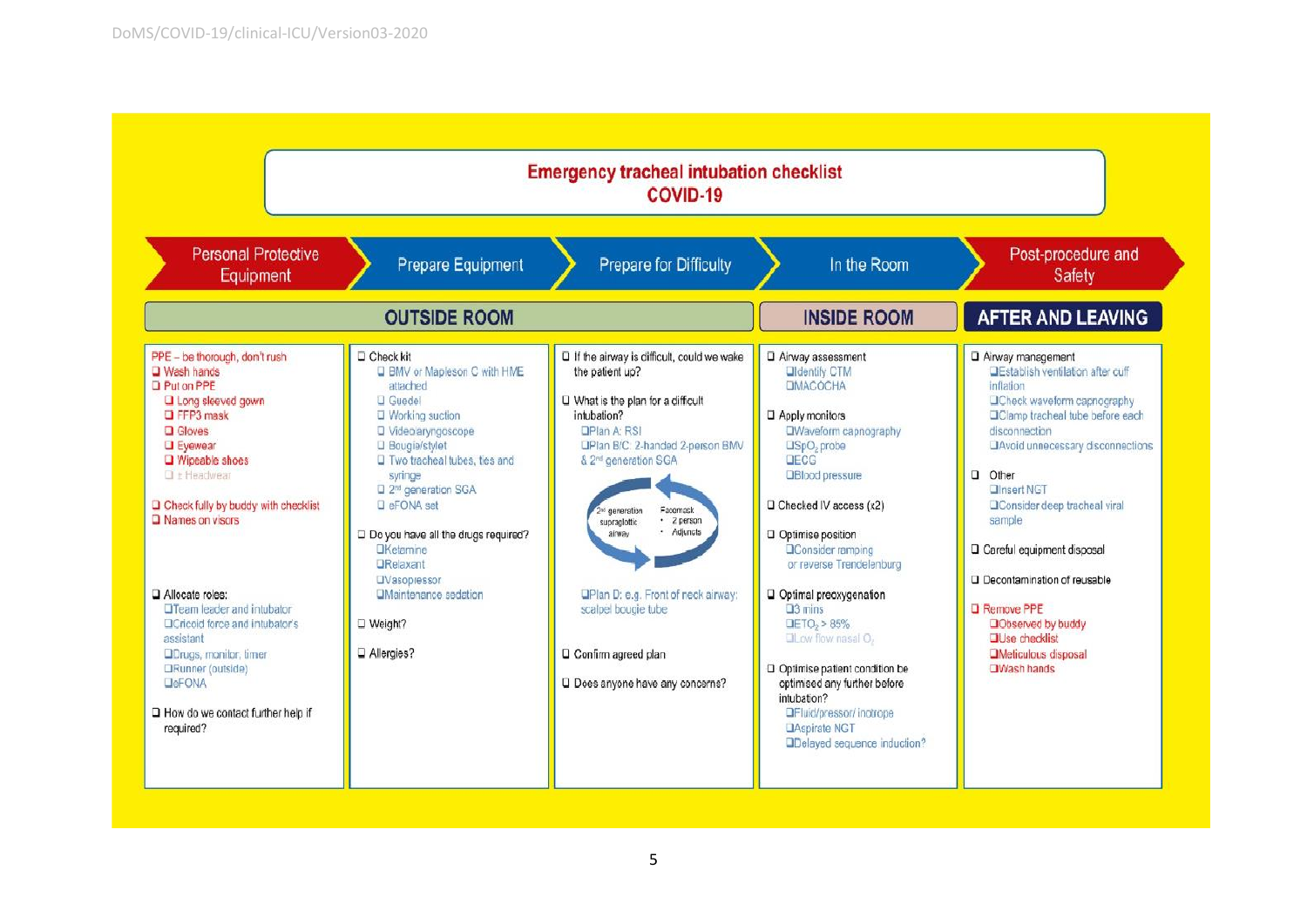# Emergency tracheal intubation checklist
## COVID-19

**Personal Protective Equipment → Prepare Equipment → Prepare for Difficulty → In the Room → Post-procedure and Safety**

## OUTSIDE ROOM

### Personal Protective Equipment

PPE – be thorough, don't rush

- ☐ Wash hands
- ☐ Put on PPE
  - ☐ Long sleeved gown
  - ☐ FFP3 mask
  - ☐ Gloves
  - ☐ Eyewear
  - ☐ Wipeable shoes
  - ☐ ± Headwear
- ☐ Check fully by buddy with checklist
- ☐ Names on visors
- ☐ Allocate roles:
  - ☐ Team leader and intubator
  - ☐ Cricoid force and intubator's assistant
  - ☐ Drugs, monitor, timer
  - ☐ Runner (outside)
  - ☐ eFONA
- ☐ How do we contact further help if required?

### Prepare Equipment

- ☐ Check kit
  - ☐ BMV or Mapleson C with HME attached
  - ☐ Guedel
  - ☐ Working suction
  - ☐ Videolaryngoscope
  - ☐ Bougie/stylet
  - ☐ Two tracheal tubes, ties and syringe
  - ☐ 2nd generation SGA
  - ☐ eFONA set
- ☐ Do you have all the drugs required?
  - ☐ Ketamine
  - ☐ Relaxant
  - ☐ Vasopressor
  - ☐ Maintenance sedation
- ☐ Weight?
- ☐ Allergies?

### Prepare for Difficulty

- ☐ If the airway is difficult, could we wake the patient up?
- ☐ What is the plan for a difficult intubation?
  - ☐ Plan A: RSI
  - ☐ Plan B/C: 2-handed 2-person BMV & 2nd generation SGA

  (Cycle: 2nd generation supraglottic airway ⇄ Facemask • 2 person • Adjuncts)

  - ☐ Plan D: e.g. Front of neck airway: scalpel bougie tube
- ☐ Confirm agreed plan
- ☐ Does anyone have any concerns?

## INSIDE ROOM

### In the Room

- ☐ Airway assessment
  - ☐ Identify CTM
  - ☐ MACOCHA
- ☐ Apply monitors
  - ☐ Waveform capnography
  - ☐ $SpO_2$ probe
  - ☐ ECG
  - ☐ Blood pressure
- ☐ Checked IV access (x2)
- ☐ Optimise position
  - ☐ Consider ramping or reverse Trendelenburg
- ☐ Optimal preoxygenation
  - ☐ 3 mins
  - ☐ $ETO_2$ > 85%
  - ☐ Low flow nasal $O_2$
- ☐ Optimise patient condition be optimised any further before intubation?
  - ☐ Fluid/pressor/ inotrope
  - ☐ Aspirate NGT
  - ☐ Delayed sequence induction?

## AFTER AND LEAVING

### Post-procedure and Safety

- ☐ Airway management
  - ☐ Establish ventilation after cuff inflation
  - ☐ Check waveform capnography
  - ☐ Clamp tracheal tube before each disconnection
  - ☐ Avoid unnecessary disconnections
- ☐ Other
  - ☐ Insert NGT
  - ☐ Consider deep tracheal viral sample
- ☐ Careful equipment disposal
- ☐ Decontamination of reusable
- ☐ Remove PPE
  - ☐ Observed by buddy
  - ☐ Use checklist
  - ☐ Meticulous disposal
  - ☐ Wash hands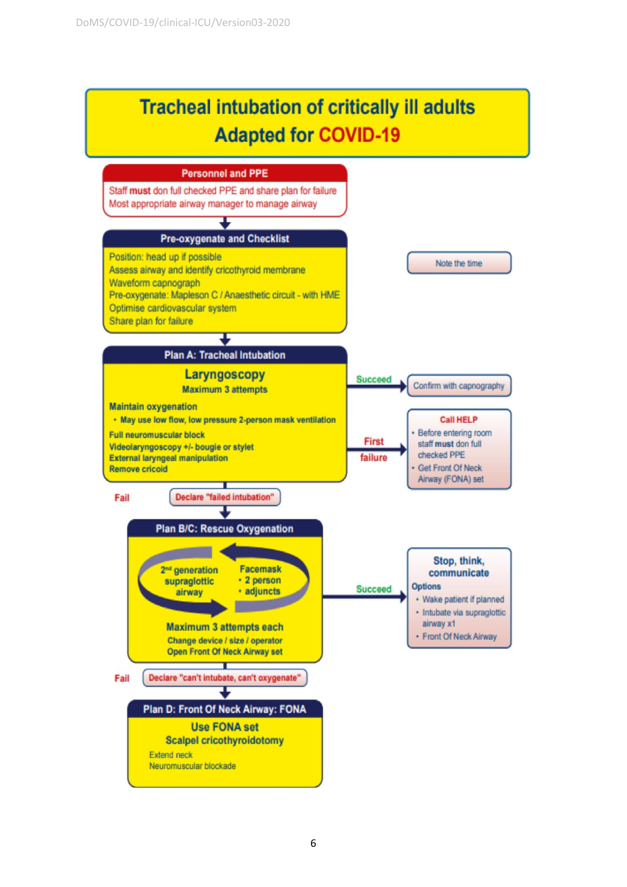# Tracheal intubation of critically ill adults
## Adapted for COVID-19

### Personnel and PPE

Staff **must** don full checked PPE and share plan for failure
Most appropriate airway manager to manage airway

↓

### Pre-oxygenate and Checklist

Position: head up if possible
Assess airway and identify cricothyroid membrane
Waveform capnograph
Pre-oxygenate: Mapleson C / Anaesthetic circuit - with HME
Optimise cardiovascular system
Share plan for failure

*Note the time*

↓

### Plan A: Tracheal Intubation

**Laryngoscopy**
**Maximum 3 attempts**

**Maintain oxygenation**

- **May use low flow, low pressure 2-person mask ventilation**

**Full neuromuscular block**
**Videolaryngoscopy +/- bougie or stylet**
**External laryngeal manipulation**
**Remove cricoid**

**Succeed** → Confirm with capnography

**First failure** → **Call HELP**

- Before entering room staff **must** don full checked PPE
- Get Front Of Neck Airway (FONA) set

**Fail** → Declare "failed intubation"

↓

### Plan B/C: Rescue Oxygenation

**2nd generation supraglottic airway** ⇄ **Facemask**

- **2 person**
- **adjuncts**

**Maximum 3 attempts each**
**Change device / size / operator**
**Open Front Of Neck Airway set**

**Succeed** → **Stop, think, communicate**

**Options**

- Wake patient if planned
- Intubate via supraglottic airway x1
- Front Of Neck Airway

**Fail** → Declare "can't intubate, can't oxygenate"

↓

### Plan D: Front Of Neck Airway: FONA

**Use FONA set**
**Scalpel cricothyroidotomy**

Extend neck
Neuromuscular blockade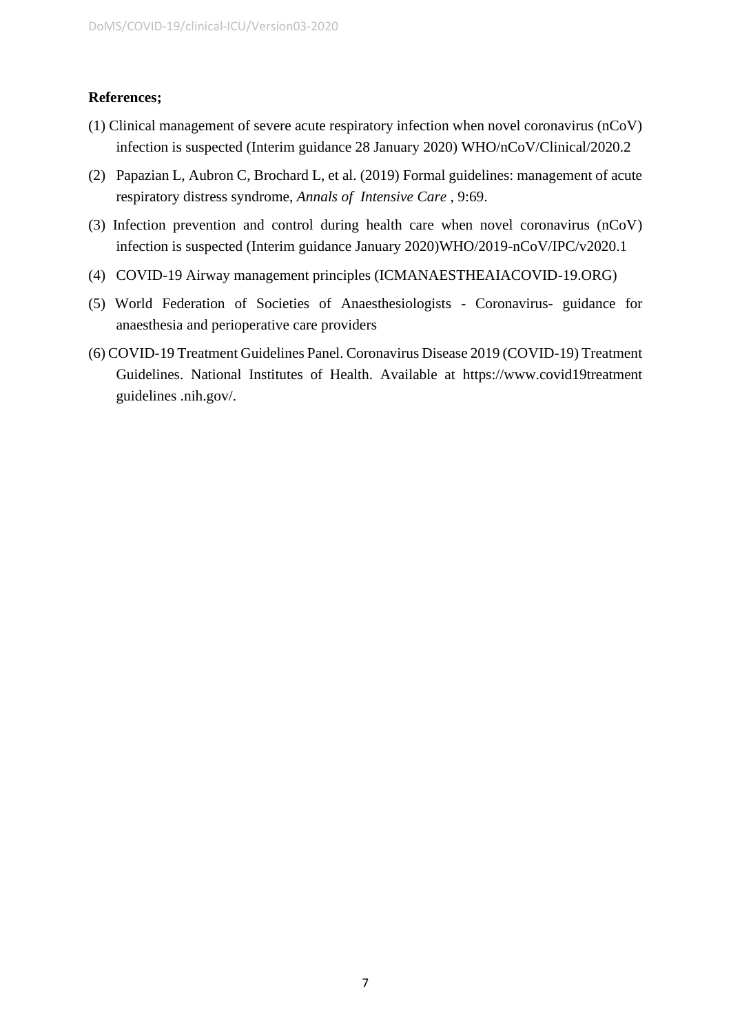**References;**

(1) Clinical management of severe acute respiratory infection when novel coronavirus (nCoV) infection is suspected (Interim guidance 28 January 2020) WHO/nCoV/Clinical/2020.2

(2) Papazian L, Aubron C, Brochard L, et al. (2019) Formal guidelines: management of acute respiratory distress syndrome, *Annals of Intensive Care* , 9:69.

(3) Infection prevention and control during health care when novel coronavirus (nCoV) infection is suspected (Interim guidance January 2020)WHO/2019-nCoV/IPC/v2020.1

(4) COVID-19 Airway management principles (ICMANAESTHEAIACOVID-19.ORG)

(5) World Federation of Societies of Anaesthesiologists - Coronavirus- guidance for anaesthesia and perioperative care providers

(6) COVID-19 Treatment Guidelines Panel. Coronavirus Disease 2019 (COVID-19) Treatment Guidelines. National Institutes of Health. Available at https://www.covid19treatment guidelines .nih.gov/.